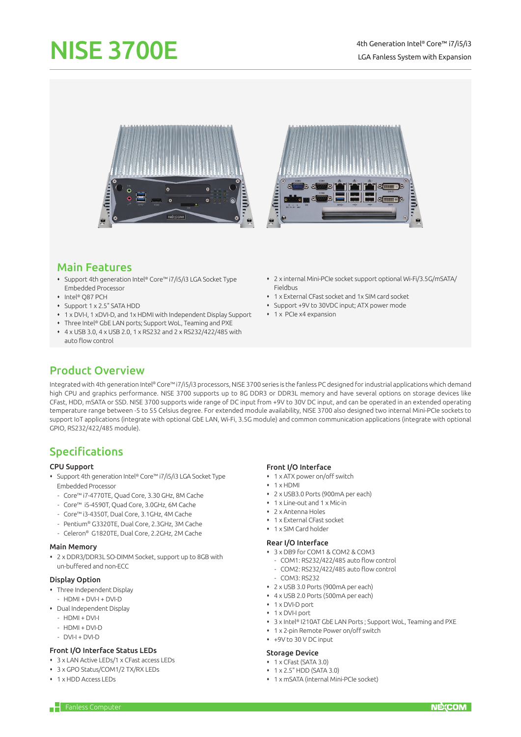# NISE 3700E

4th Generation Intel® Core™ i7/i5/i3
LGA Fanless System with Expansion

## Main Features

- Support 4th generation Intel® Core™ i7/i5/i3 LGA Socket Type Embedded Processor
- Intel® Q87 PCH
- Support 1 x 2.5" SATA HDD
- 1 x DVI-I, 1 xDVI-D, and 1x HDMI with Independent Display Support
- Three Intel® GbE LAN ports; Support WoL, Teaming and PXE
- 4 x USB 3.0, 4 x USB 2.0, 1 x RS232 and 2 x RS232/422/485 with auto flow control
- 2 x internal Mini-PCIe socket support optional Wi-Fi/3.5G/mSATA/Fieldbus
- 1 x External CFast socket and 1x SIM card socket
- Support +9V to 30VDC input; ATX power mode
- 1 x PCIe x4 expansion

## Product Overview

Integrated with 4th generation Intel® Core™ i7/i5/i3 processors, NISE 3700 series is the fanless PC designed for industrial applications which demand high CPU and graphics performance. NISE 3700 supports up to 8G DDR3 or DDR3L memory and have several options on storage devices like CFast, HDD, mSATA or SSD. NISE 3700 supports wide range of DC input from +9V to 30V DC input, and can be operated in an extended operating temperature range between -5 to 55 Celsius degree. For extended module availability, NISE 3700 also designed two internal Mini-PCIe sockets to support IoT applications (integrate with optional GbE LAN, Wi-Fi, 3.5G module) and common communication applications (integrate with optional GPIO, RS232/422/485 module).

## Specifications

### CPU Support

- Support 4th generation Intel® Core™ i7/i5/i3 LGA Socket Type Embedded Processor
  - Core™ i7-4770TE, Quad Core, 3.30 GHz, 8M Cache
  - Core™ i5-4590T, Quad Core, 3.0GHz, 6M Cache
  - Core™ i3-4350T, Dual Core, 3.1GHz, 4M Cache
  - Pentium® G3320TE, Dual Core, 2.3GHz, 3M Cache
  - Celeron® G1820TE, Dual Core, 2.2GHz, 2M Cache

### Main Memory

- 2 x DDR3/DDR3L SO-DIMM Socket, support up to 8GB with un-buffered and non-ECC

### Display Option

- Three Independent Display
  - HDMI + DVI-I + DVI-D
- Dual Independent Display
  - HDMI + DVI-I
  - HDMI + DVI-D
  - DVI-I + DVI-D

### Front I/O Interface Status LEDs

- 3 x LAN Active LEDs/1 x CFast access LEDs
- 3 x GPO Status/COM1/2 TX/RX LEDs
- 1 x HDD Access LEDs

### Front I/O Interface

- 1 x ATX power on/off switch
- 1 x HDMI
- 2 x USB3.0 Ports (900mA per each)
- 1 x Line-out and 1 x Mic-in
- 2 x Antenna Holes
- 1 x External CFast socket
- 1 x SIM Card holder

### Rear I/O Interface

- 3 x DB9 for COM1 & COM2 & COM3
  - COM1: RS232/422/485 auto flow control
  - COM2: RS232/422/485 auto flow control
  - COM3: RS232
- 2 x USB 3.0 Ports (900mA per each)
- 4 x USB 2.0 Ports (500mA per each)
- 1 x DVI-D port
- 1 x DVI-I port
- 3 x Intel® I210AT GbE LAN Ports ; Support WoL, Teaming and PXE
- 1 x 2-pin Remote Power on/off switch
- +9V to 30 V DC input

### Storage Device

- 1 x CFast (SATA 3.0)
- 1 x 2.5" HDD (SATA 3.0)
- 1 x mSATA (internal Mini-PCIe socket)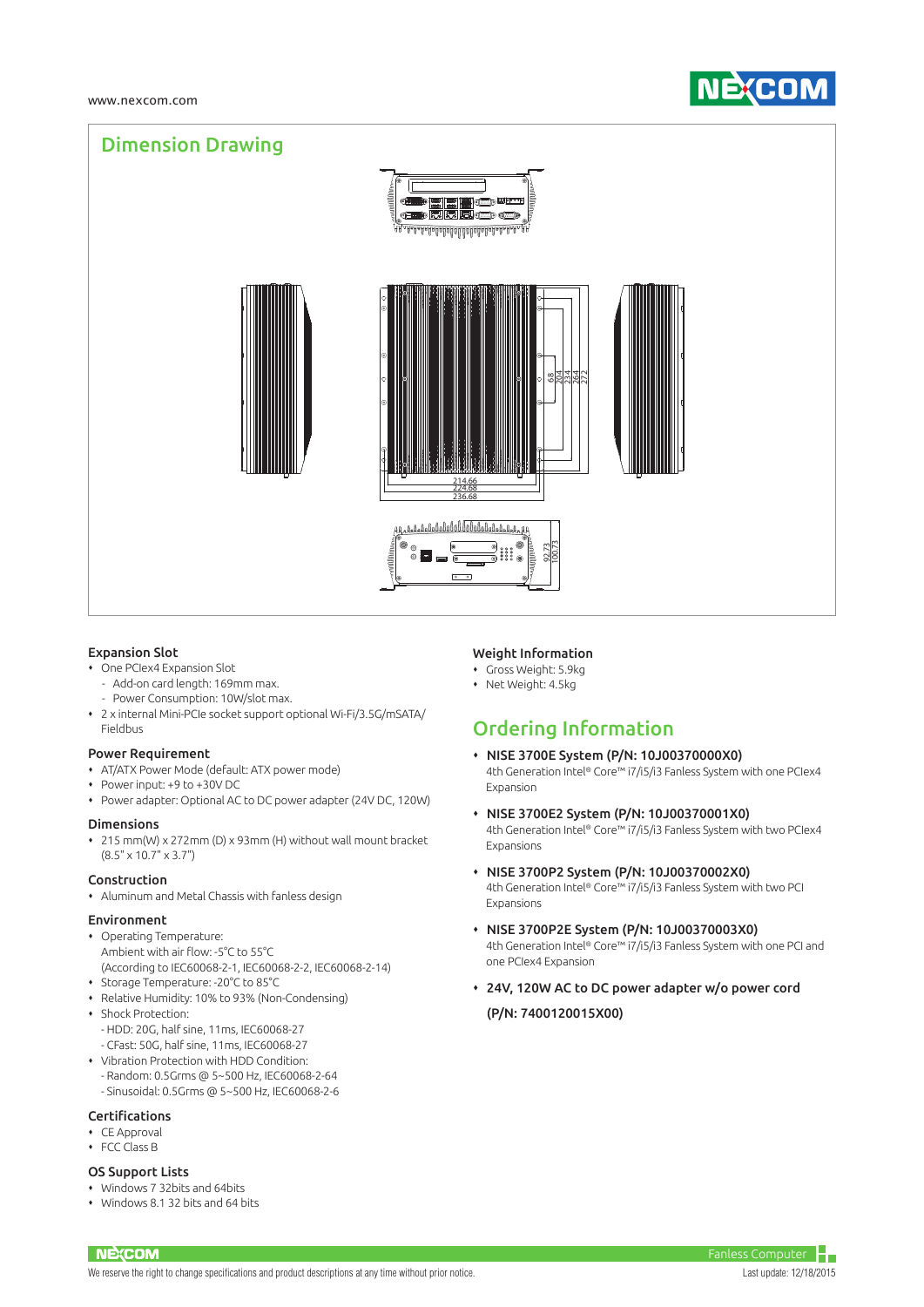## Dimension Drawing

214.66
224.68
236.68

68
204
234
264
272

92.73
100.73

### Expansion Slot

- One PCIex4 Expansion Slot
  - Add-on card length: 169mm max.
  - Power Consumption: 10W/slot max.
- 2 x internal Mini-PCIe socket support optional Wi-Fi/3.5G/mSATA/ Fieldbus

### Power Requirement

- AT/ATX Power Mode (default: ATX power mode)
- Power input: +9 to +30V DC
- Power adapter: Optional AC to DC power adapter (24V DC, 120W)

### Dimensions

- 215 mm(W) x 272mm (D) x 93mm (H) without wall mount bracket (8.5" x 10.7" x 3.7")

### Construction

- Aluminum and Metal Chassis with fanless design

### Environment

- Operating Temperature:
  Ambient with air flow: -5°C to 55°C
  (According to IEC60068-2-1, IEC60068-2-2, IEC60068-2-14)
- Storage Temperature: -20°C to 85°C
- Relative Humidity: 10% to 93% (Non-Condensing)
- Shock Protection:
  - HDD: 20G, half sine, 11ms, IEC60068-27
  - CFast: 50G, half sine, 11ms, IEC60068-27
- Vibration Protection with HDD Condition:
  - Random: 0.5Grms @ 5~500 Hz, IEC60068-2-64
  - Sinusoidal: 0.5Grms @ 5~500 Hz, IEC60068-2-6

### Certifications

- CE Approval
- FCC Class B

### OS Support Lists

- Windows 7 32bits and 64bits
- Windows 8.1 32 bits and 64 bits

### Weight Information

- Gross Weight: 5.9kg
- Net Weight: 4.5kg

## Ordering Information

- **NISE 3700E System (P/N: 10J00370000X0)**
  4th Generation Intel® Core™ i7/i5/i3 Fanless System with one PCIex4 Expansion
- **NISE 3700E2 System (P/N: 10J00370001X0)**
  4th Generation Intel® Core™ i7/i5/i3 Fanless System with two PCIex4 Expansions
- **NISE 3700P2 System (P/N: 10J00370002X0)**
  4th Generation Intel® Core™ i7/i5/i3 Fanless System with two PCI Expansions
- **NISE 3700P2E System (P/N: 10J00370003X0)**
  4th Generation Intel® Core™ i7/i5/i3 Fanless System with one PCI and one PCIex4 Expansion
- **24V, 120W AC to DC power adapter w/o power cord (P/N: 7400120015X00)**